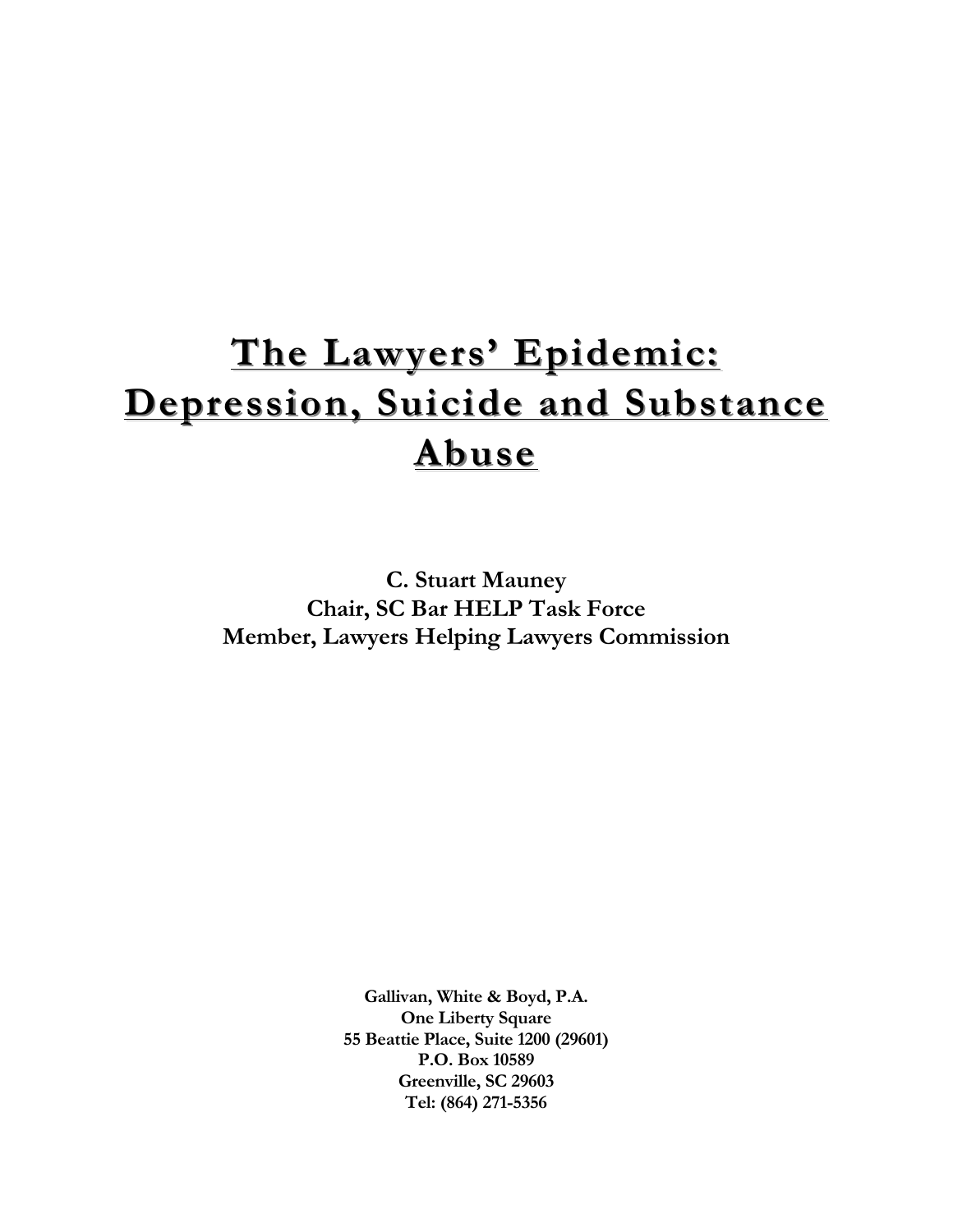# The Lawyers' Epidemic: Depression, Suicide and Substance Abuse

**C. Stuart Mauney**
**Chair, SC Bar HELP Task Force**
**Member, Lawyers Helping Lawyers Commission**

**Gallivan, White & Boyd, P.A.**
**One Liberty Square**
**55 Beattie Place, Suite 1200 (29601)**
**P.O. Box 10589**
**Greenville, SC 29603**
**Tel: (864) 271-5356**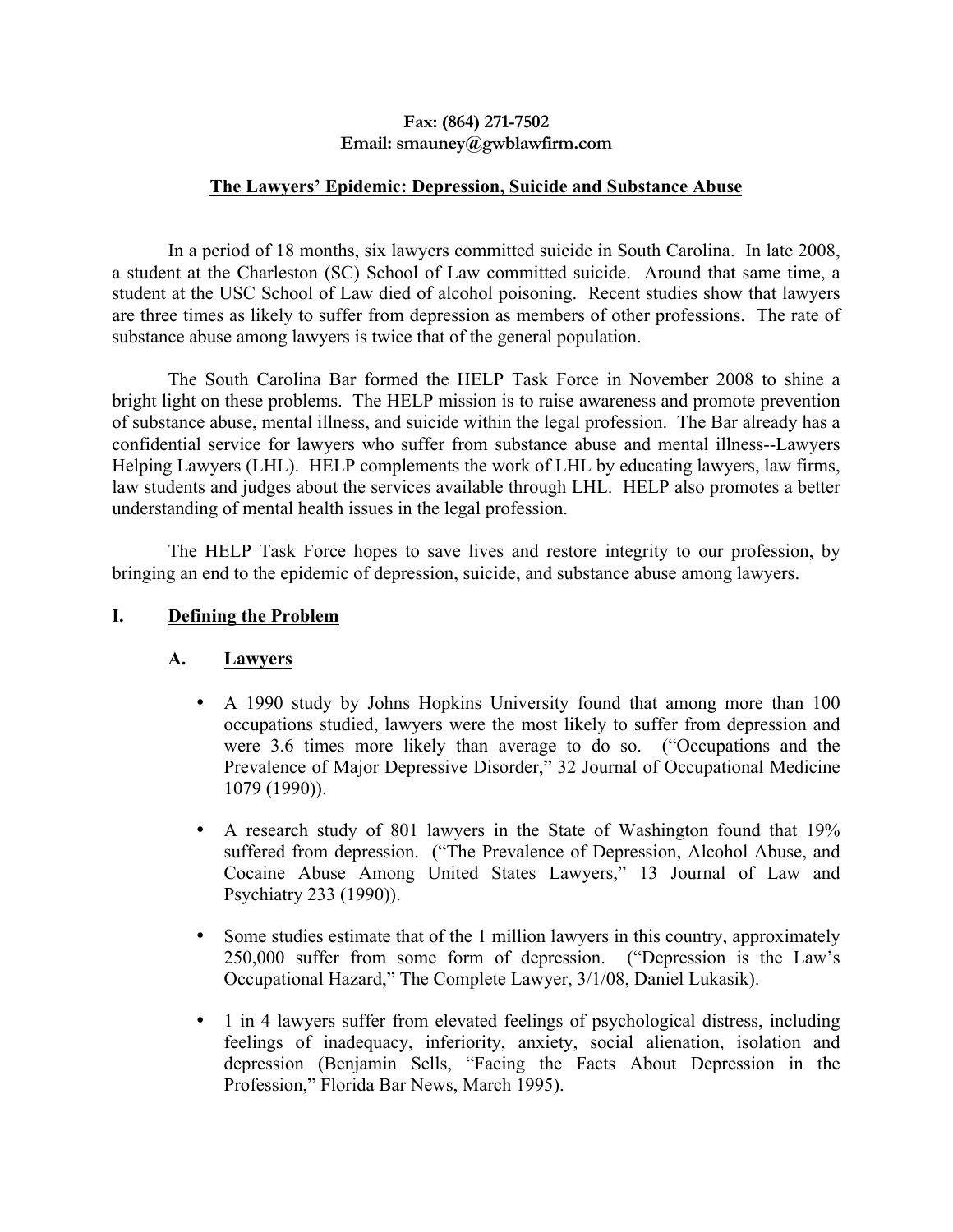**Fax: (864) 271-7502**
**Email: smauney@gwblawfirm.com**

## The Lawyers' Epidemic: Depression, Suicide and Substance Abuse

In a period of 18 months, six lawyers committed suicide in South Carolina. In late 2008, a student at the Charleston (SC) School of Law committed suicide. Around that same time, a student at the USC School of Law died of alcohol poisoning. Recent studies show that lawyers are three times as likely to suffer from depression as members of other professions. The rate of substance abuse among lawyers is twice that of the general population.

The South Carolina Bar formed the HELP Task Force in November 2008 to shine a bright light on these problems. The HELP mission is to raise awareness and promote prevention of substance abuse, mental illness, and suicide within the legal profession. The Bar already has a confidential service for lawyers who suffer from substance abuse and mental illness--Lawyers Helping Lawyers (LHL). HELP complements the work of LHL by educating lawyers, law firms, law students and judges about the services available through LHL. HELP also promotes a better understanding of mental health issues in the legal profession.

The HELP Task Force hopes to save lives and restore integrity to our profession, by bringing an end to the epidemic of depression, suicide, and substance abuse among lawyers.

### I. Defining the Problem

#### A. Lawyers

- A 1990 study by Johns Hopkins University found that among more than 100 occupations studied, lawyers were the most likely to suffer from depression and were 3.6 times more likely than average to do so. ("Occupations and the Prevalence of Major Depressive Disorder," 32 Journal of Occupational Medicine 1079 (1990)).

- A research study of 801 lawyers in the State of Washington found that 19% suffered from depression. ("The Prevalence of Depression, Alcohol Abuse, and Cocaine Abuse Among United States Lawyers," 13 Journal of Law and Psychiatry 233 (1990)).

- Some studies estimate that of the 1 million lawyers in this country, approximately 250,000 suffer from some form of depression. ("Depression is the Law's Occupational Hazard," The Complete Lawyer, 3/1/08, Daniel Lukasik).

- 1 in 4 lawyers suffer from elevated feelings of psychological distress, including feelings of inadequacy, inferiority, anxiety, social alienation, isolation and depression (Benjamin Sells, "Facing the Facts About Depression in the Profession," Florida Bar News, March 1995).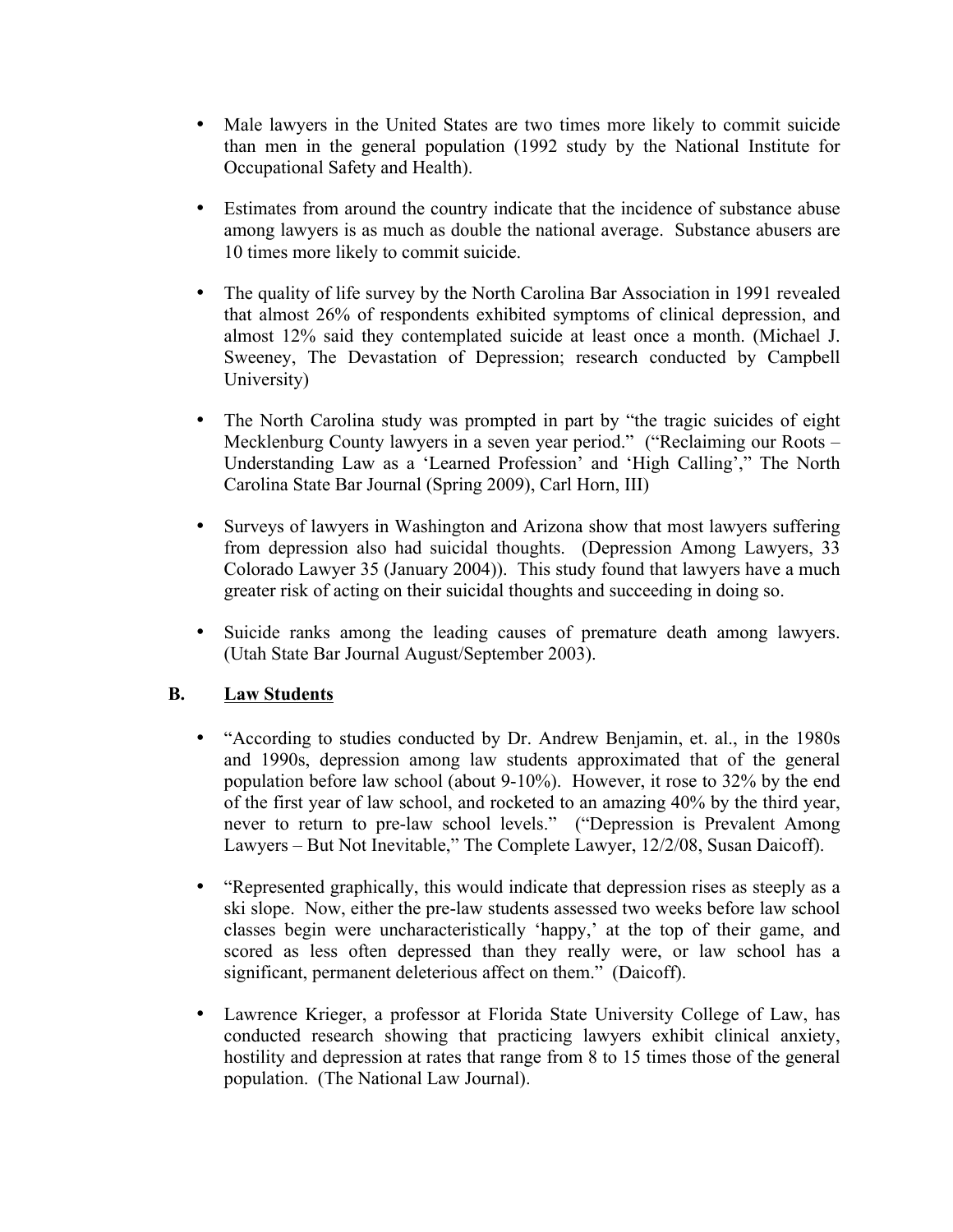- Male lawyers in the United States are two times more likely to commit suicide than men in the general population (1992 study by the National Institute for Occupational Safety and Health).

- Estimates from around the country indicate that the incidence of substance abuse among lawyers is as much as double the national average. Substance abusers are 10 times more likely to commit suicide.

- The quality of life survey by the North Carolina Bar Association in 1991 revealed that almost 26% of respondents exhibited symptoms of clinical depression, and almost 12% said they contemplated suicide at least once a month. (Michael J. Sweeney, The Devastation of Depression; research conducted by Campbell University)

- The North Carolina study was prompted in part by "the tragic suicides of eight Mecklenburg County lawyers in a seven year period." ("Reclaiming our Roots – Understanding Law as a 'Learned Profession' and 'High Calling'," The North Carolina State Bar Journal (Spring 2009), Carl Horn, III)

- Surveys of lawyers in Washington and Arizona show that most lawyers suffering from depression also had suicidal thoughts. (Depression Among Lawyers, 33 Colorado Lawyer 35 (January 2004)). This study found that lawyers have a much greater risk of acting on their suicidal thoughts and succeeding in doing so.

- Suicide ranks among the leading causes of premature death among lawyers. (Utah State Bar Journal August/September 2003).

## B. <u>Law Students</u>

- "According to studies conducted by Dr. Andrew Benjamin, et. al., in the 1980s and 1990s, depression among law students approximated that of the general population before law school (about 9-10%). However, it rose to 32% by the end of the first year of law school, and rocketed to an amazing 40% by the third year, never to return to pre-law school levels." ("Depression is Prevalent Among Lawyers – But Not Inevitable," The Complete Lawyer, 12/2/08, Susan Daicoff).

- "Represented graphically, this would indicate that depression rises as steeply as a ski slope. Now, either the pre-law students assessed two weeks before law school classes begin were uncharacteristically 'happy,' at the top of their game, and scored as less often depressed than they really were, or law school has a significant, permanent deleterious affect on them." (Daicoff).

- Lawrence Krieger, a professor at Florida State University College of Law, has conducted research showing that practicing lawyers exhibit clinical anxiety, hostility and depression at rates that range from 8 to 15 times those of the general population. (The National Law Journal).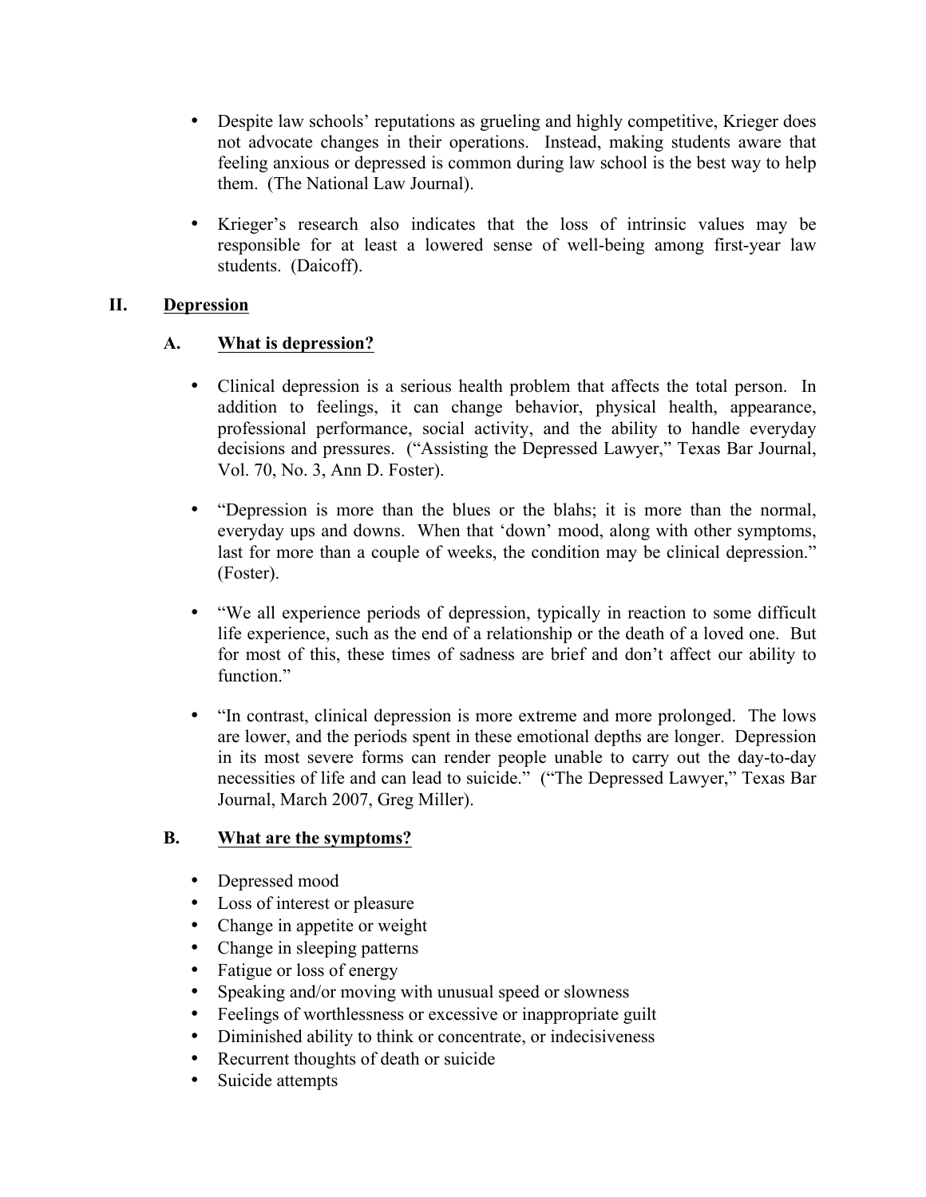- Despite law schools' reputations as grueling and highly competitive, Krieger does not advocate changes in their operations. Instead, making students aware that feeling anxious or depressed is common during law school is the best way to help them. (The National Law Journal).

- Krieger's research also indicates that the loss of intrinsic values may be responsible for at least a lowered sense of well-being among first-year law students. (Daicoff).

## II. <u>Depression</u>

### A. <u>What is depression?</u>

- Clinical depression is a serious health problem that affects the total person. In addition to feelings, it can change behavior, physical health, appearance, professional performance, social activity, and the ability to handle everyday decisions and pressures. ("Assisting the Depressed Lawyer," Texas Bar Journal, Vol. 70, No. 3, Ann D. Foster).

- "Depression is more than the blues or the blahs; it is more than the normal, everyday ups and downs. When that 'down' mood, along with other symptoms, last for more than a couple of weeks, the condition may be clinical depression." (Foster).

- "We all experience periods of depression, typically in reaction to some difficult life experience, such as the end of a relationship or the death of a loved one. But for most of this, these times of sadness are brief and don't affect our ability to function."

- "In contrast, clinical depression is more extreme and more prolonged. The lows are lower, and the periods spent in these emotional depths are longer. Depression in its most severe forms can render people unable to carry out the day-to-day necessities of life and can lead to suicide." ("The Depressed Lawyer," Texas Bar Journal, March 2007, Greg Miller).

### B. <u>What are the symptoms?</u>

- Depressed mood
- Loss of interest or pleasure
- Change in appetite or weight
- Change in sleeping patterns
- Fatigue or loss of energy
- Speaking and/or moving with unusual speed or slowness
- Feelings of worthlessness or excessive or inappropriate guilt
- Diminished ability to think or concentrate, or indecisiveness
- Recurrent thoughts of death or suicide
- Suicide attempts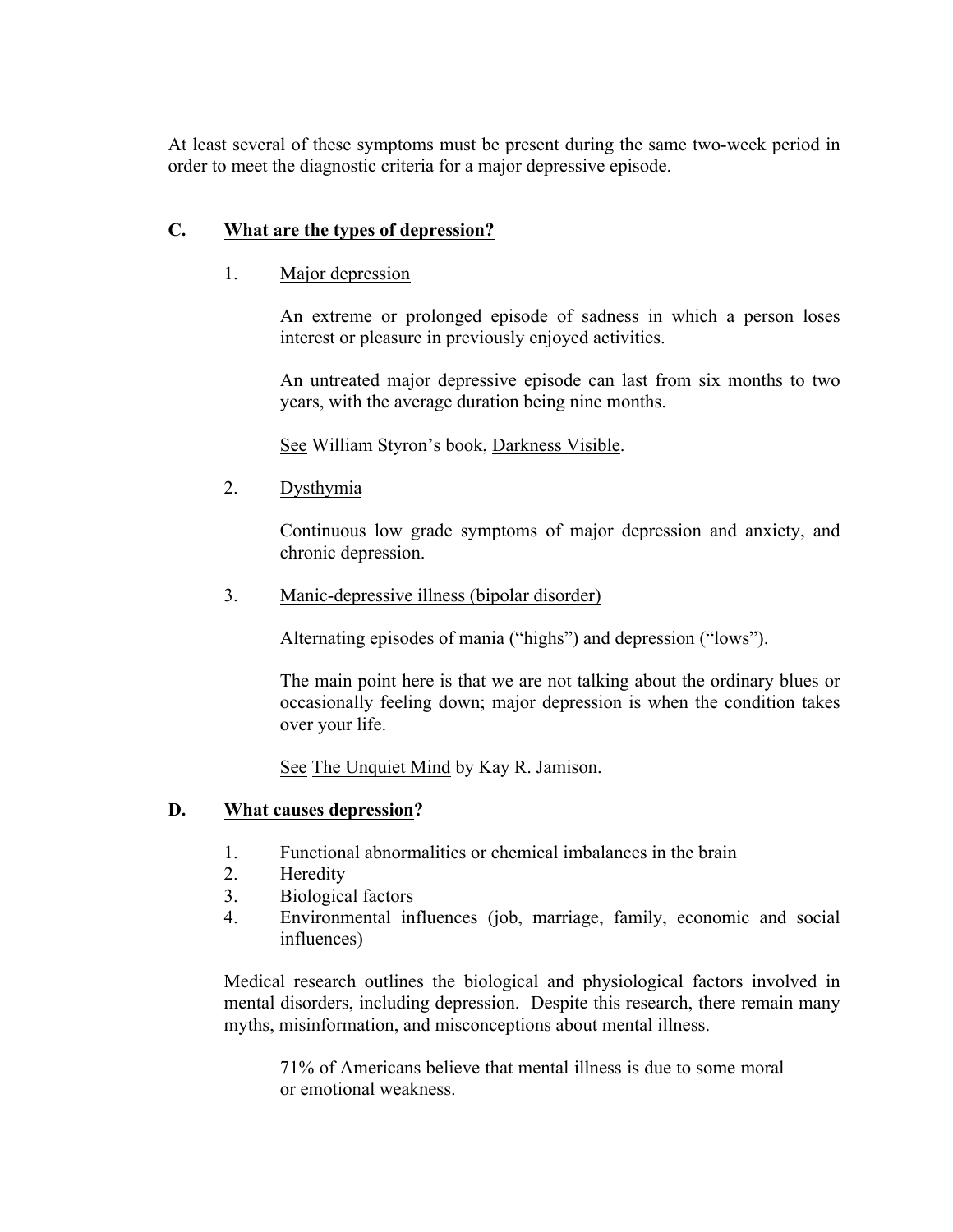At least several of these symptoms must be present during the same two-week period in order to meet the diagnostic criteria for a major depressive episode.

## C. What are the types of depression?

1. Major depression

   An extreme or prolonged episode of sadness in which a person loses interest or pleasure in previously enjoyed activities.

   An untreated major depressive episode can last from six months to two years, with the average duration being nine months.

   See William Styron's book, Darkness Visible.

2. Dysthymia

   Continuous low grade symptoms of major depression and anxiety, and chronic depression.

3. Manic-depressive illness (bipolar disorder)

   Alternating episodes of mania ("highs") and depression ("lows").

   The main point here is that we are not talking about the ordinary blues or occasionally feeling down; major depression is when the condition takes over your life.

   See The Unquiet Mind by Kay R. Jamison.

## D. What causes depression?

1. Functional abnormalities or chemical imbalances in the brain
2. Heredity
3. Biological factors
4. Environmental influences (job, marriage, family, economic and social influences)

Medical research outlines the biological and physiological factors involved in mental disorders, including depression. Despite this research, there remain many myths, misinformation, and misconceptions about mental illness.

> 71% of Americans believe that mental illness is due to some moral or emotional weakness.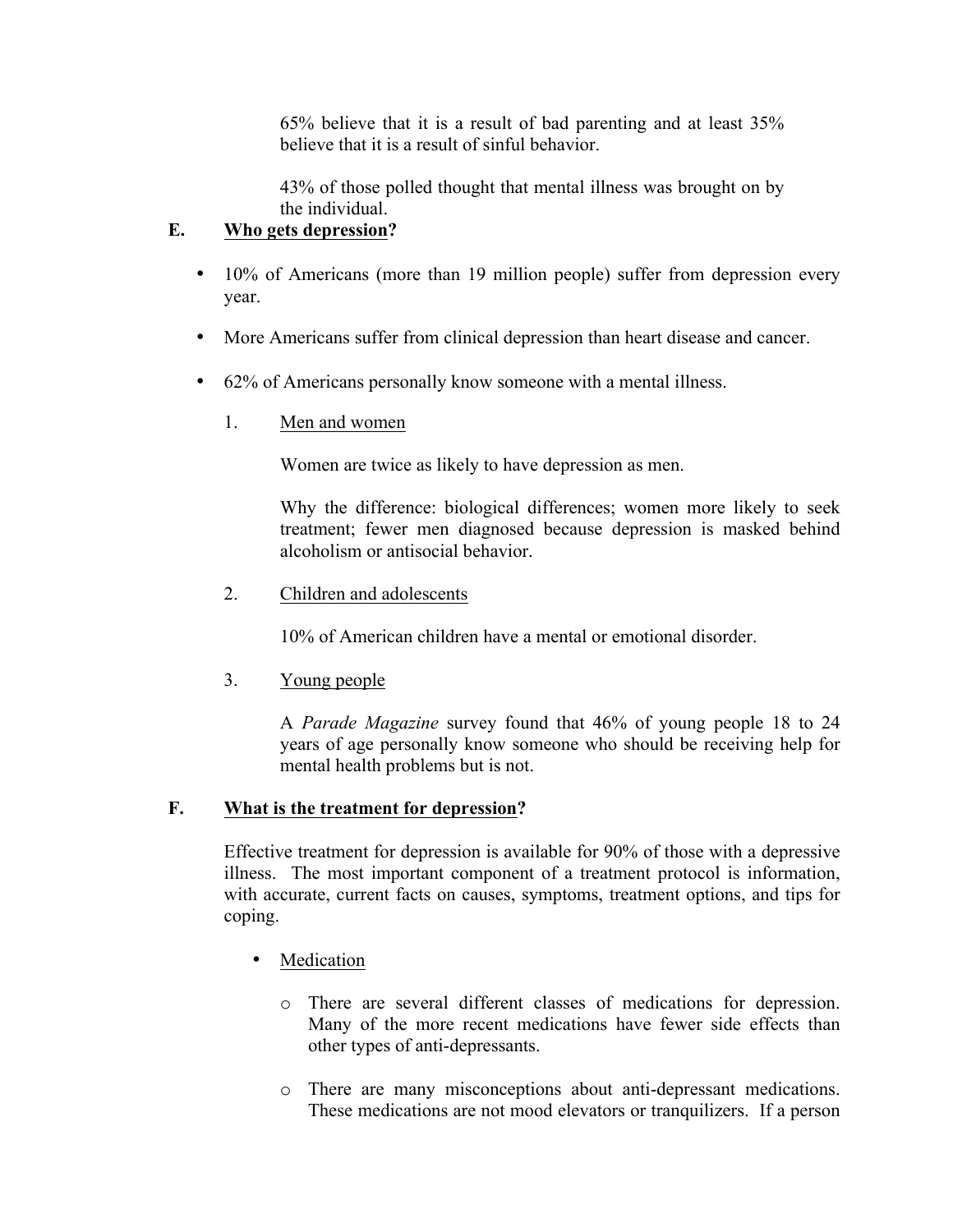65% believe that it is a result of bad parenting and at least 35% believe that it is a result of sinful behavior.

43% of those polled thought that mental illness was brought on by the individual.

## E. Who gets depression?

- 10% of Americans (more than 19 million people) suffer from depression every year.
- More Americans suffer from clinical depression than heart disease and cancer.
- 62% of Americans personally know someone with a mental illness.

1. Men and women

   Women are twice as likely to have depression as men.

   Why the difference: biological differences; women more likely to seek treatment; fewer men diagnosed because depression is masked behind alcoholism or antisocial behavior.

2. Children and adolescents

   10% of American children have a mental or emotional disorder.

3. Young people

   A *Parade Magazine* survey found that 46% of young people 18 to 24 years of age personally know someone who should be receiving help for mental health problems but is not.

## F. What is the treatment for depression?

Effective treatment for depression is available for 90% of those with a depressive illness. The most important component of a treatment protocol is information, with accurate, current facts on causes, symptoms, treatment options, and tips for coping.

- Medication
  - There are several different classes of medications for depression. Many of the more recent medications have fewer side effects than other types of anti-depressants.
  - There are many misconceptions about anti-depressant medications. These medications are not mood elevators or tranquilizers. If a person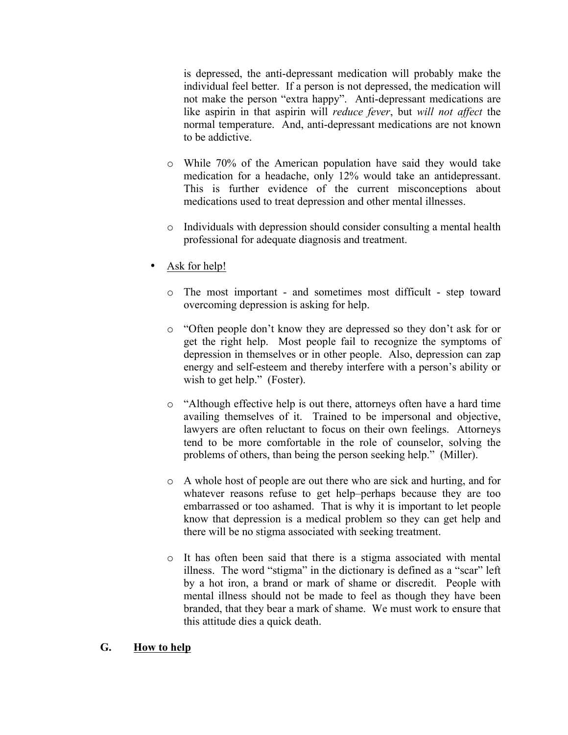is depressed, the anti-depressant medication will probably make the individual feel better. If a person is not depressed, the medication will not make the person "extra happy". Anti-depressant medications are like aspirin in that aspirin will *reduce fever*, but *will not affect* the normal temperature. And, anti-depressant medications are not known to be addictive.

- While 70% of the American population have said they would take medication for a headache, only 12% would take an antidepressant. This is further evidence of the current misconceptions about medications used to treat depression and other mental illnesses.

- Individuals with depression should consider consulting a mental health professional for adequate diagnosis and treatment.

- <u>Ask for help!</u>

  - The most important - and sometimes most difficult - step toward overcoming depression is asking for help.

  - "Often people don't know they are depressed so they don't ask for or get the right help. Most people fail to recognize the symptoms of depression in themselves or in other people. Also, depression can zap energy and self-esteem and thereby interfere with a person's ability or wish to get help." (Foster).

  - "Although effective help is out there, attorneys often have a hard time availing themselves of it. Trained to be impersonal and objective, lawyers are often reluctant to focus on their own feelings. Attorneys tend to be more comfortable in the role of counselor, solving the problems of others, than being the person seeking help." (Miller).

  - A whole host of people are out there who are sick and hurting, and for whatever reasons refuse to get help–perhaps because they are too embarrassed or too ashamed. That is why it is important to let people know that depression is a medical problem so they can get help and there will be no stigma associated with seeking treatment.

  - It has often been said that there is a stigma associated with mental illness. The word "stigma" in the dictionary is defined as a "scar" left by a hot iron, a brand or mark of shame or discredit. People with mental illness should not be made to feel as though they have been branded, that they bear a mark of shame. We must work to ensure that this attitude dies a quick death.

## G. How to help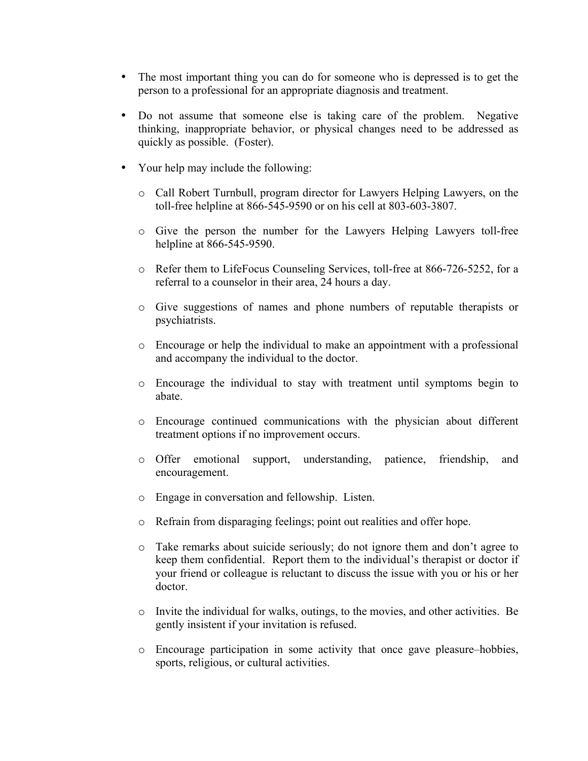- The most important thing you can do for someone who is depressed is to get the person to a professional for an appropriate diagnosis and treatment.

- Do not assume that someone else is taking care of the problem. Negative thinking, inappropriate behavior, or physical changes need to be addressed as quickly as possible. (Foster).

- Your help may include the following:

  - Call Robert Turnbull, program director for Lawyers Helping Lawyers, on the toll-free helpline at 866-545-9590 or on his cell at 803-603-3807.

  - Give the person the number for the Lawyers Helping Lawyers toll-free helpline at 866-545-9590.

  - Refer them to LifeFocus Counseling Services, toll-free at 866-726-5252, for a referral to a counselor in their area, 24 hours a day.

  - Give suggestions of names and phone numbers of reputable therapists or psychiatrists.

  - Encourage or help the individual to make an appointment with a professional and accompany the individual to the doctor.

  - Encourage the individual to stay with treatment until symptoms begin to abate.

  - Encourage continued communications with the physician about different treatment options if no improvement occurs.

  - Offer emotional support, understanding, patience, friendship, and encouragement.

  - Engage in conversation and fellowship. Listen.

  - Refrain from disparaging feelings; point out realities and offer hope.

  - Take remarks about suicide seriously; do not ignore them and don't agree to keep them confidential. Report them to the individual's therapist or doctor if your friend or colleague is reluctant to discuss the issue with you or his or her doctor.

  - Invite the individual for walks, outings, to the movies, and other activities. Be gently insistent if your invitation is refused.

  - Encourage participation in some activity that once gave pleasure–hobbies, sports, religious, or cultural activities.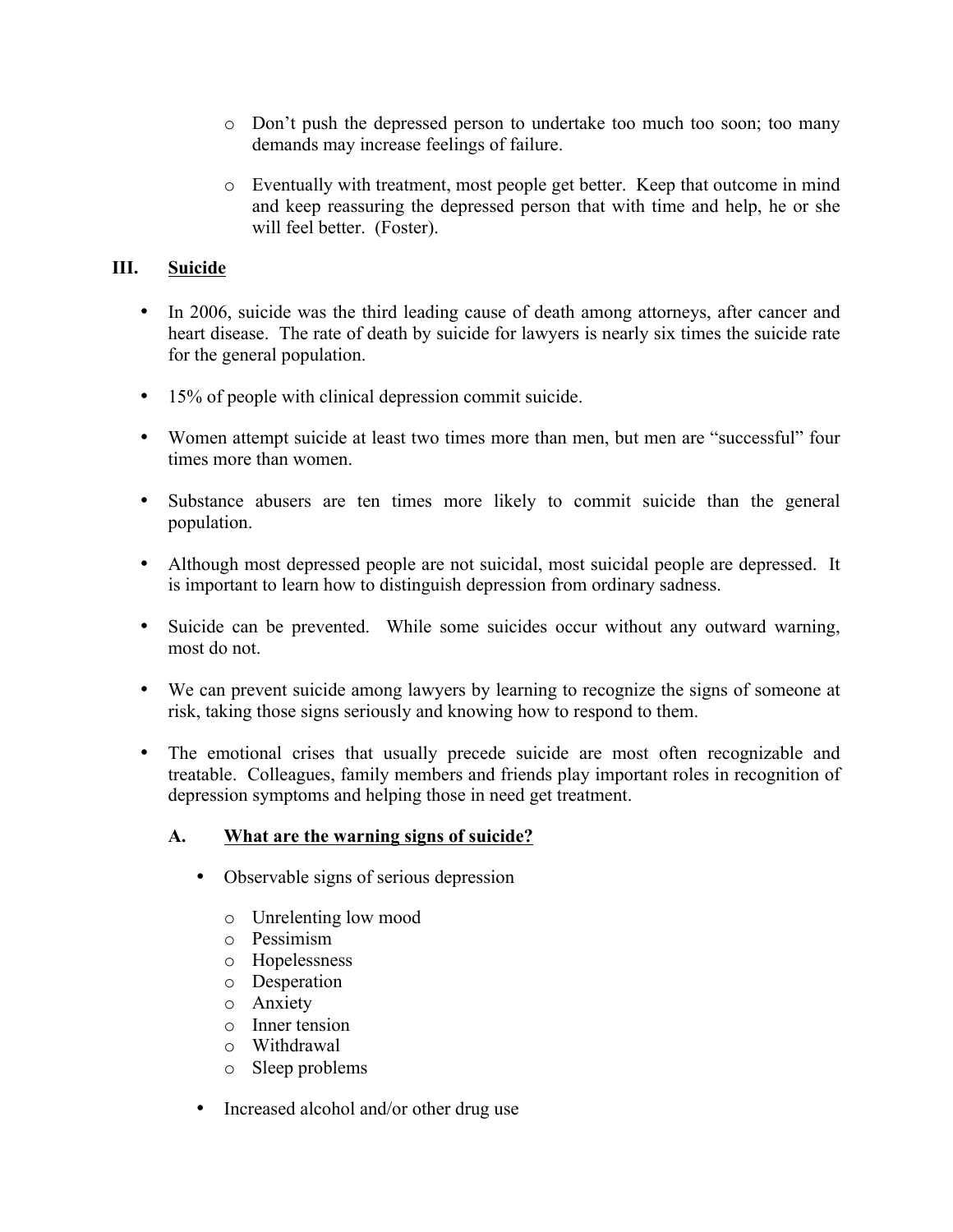- Don't push the depressed person to undertake too much too soon; too many demands may increase feelings of failure.

  - Eventually with treatment, most people get better. Keep that outcome in mind and keep reassuring the depressed person that with time and help, he or she will feel better. (Foster).

## III. <u>Suicide</u>

- In 2006, suicide was the third leading cause of death among attorneys, after cancer and heart disease. The rate of death by suicide for lawyers is nearly six times the suicide rate for the general population.

- 15% of people with clinical depression commit suicide.

- Women attempt suicide at least two times more than men, but men are "successful" four times more than women.

- Substance abusers are ten times more likely to commit suicide than the general population.

- Although most depressed people are not suicidal, most suicidal people are depressed. It is important to learn how to distinguish depression from ordinary sadness.

- Suicide can be prevented. While some suicides occur without any outward warning, most do not.

- We can prevent suicide among lawyers by learning to recognize the signs of someone at risk, taking those signs seriously and knowing how to respond to them.

- The emotional crises that usually precede suicide are most often recognizable and treatable. Colleagues, family members and friends play important roles in recognition of depression symptoms and helping those in need get treatment.

### A. <u>What are the warning signs of suicide?</u>

- Observable signs of serious depression

  - Unrelenting low mood
  - Pessimism
  - Hopelessness
  - Desperation
  - Anxiety
  - Inner tension
  - Withdrawal
  - Sleep problems

- Increased alcohol and/or other drug use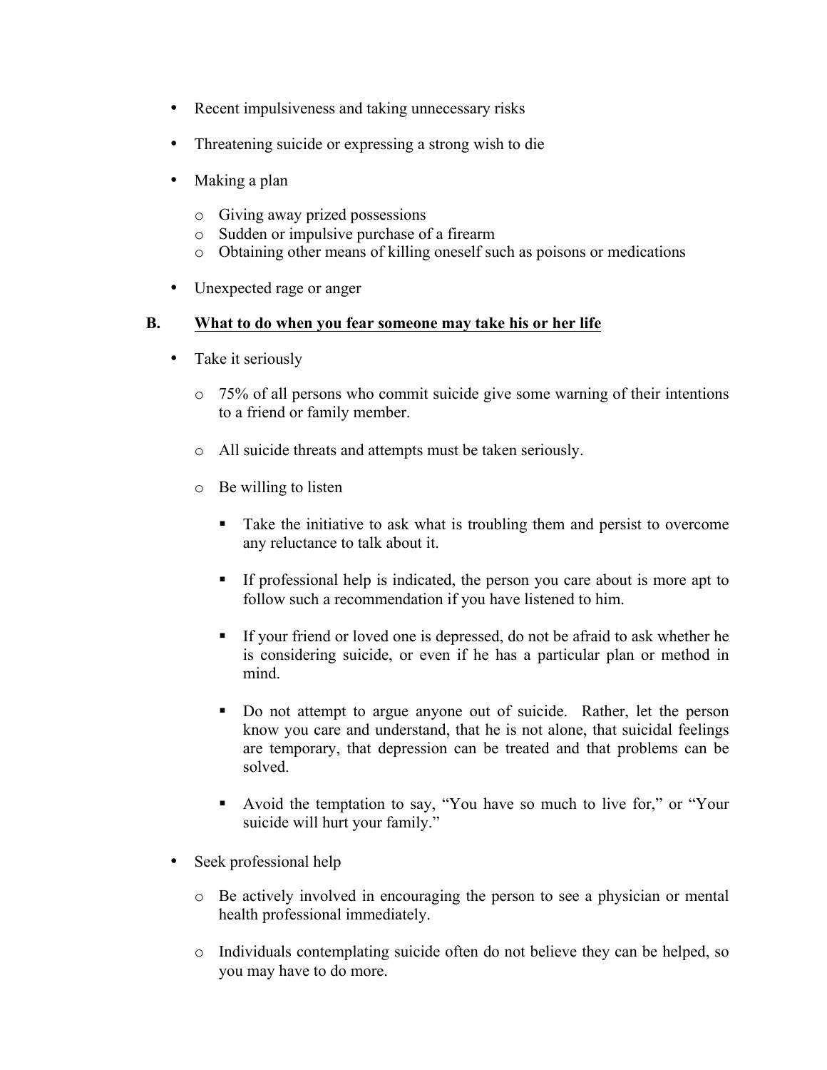- Recent impulsiveness and taking unnecessary risks

- Threatening suicide or expressing a strong wish to die

- Making a plan

    - Giving away prized possessions
    - Sudden or impulsive purchase of a firearm
    - Obtaining other means of killing oneself such as poisons or medications

- Unexpected rage or anger

## B. What to do when you fear someone may take his or her life

- Take it seriously

    - 75% of all persons who commit suicide give some warning of their intentions to a friend or family member.

    - All suicide threats and attempts must be taken seriously.

    - Be willing to listen

        - Take the initiative to ask what is troubling them and persist to overcome any reluctance to talk about it.

        - If professional help is indicated, the person you care about is more apt to follow such a recommendation if you have listened to him.

        - If your friend or loved one is depressed, do not be afraid to ask whether he is considering suicide, or even if he has a particular plan or method in mind.

        - Do not attempt to argue anyone out of suicide. Rather, let the person know you care and understand, that he is not alone, that suicidal feelings are temporary, that depression can be treated and that problems can be solved.

        - Avoid the temptation to say, "You have so much to live for," or "Your suicide will hurt your family."

- Seek professional help

    - Be actively involved in encouraging the person to see a physician or mental health professional immediately.

    - Individuals contemplating suicide often do not believe they can be helped, so you may have to do more.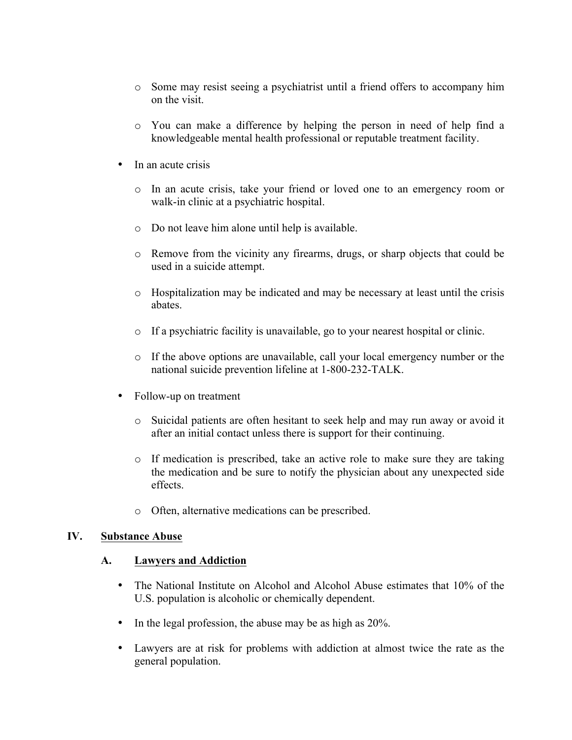- Some may resist seeing a psychiatrist until a friend offers to accompany him on the visit.

- You can make a difference by helping the person in need of help find a knowledgeable mental health professional or reputable treatment facility.

- In an acute crisis

  - In an acute crisis, take your friend or loved one to an emergency room or walk-in clinic at a psychiatric hospital.

  - Do not leave him alone until help is available.

  - Remove from the vicinity any firearms, drugs, or sharp objects that could be used in a suicide attempt.

  - Hospitalization may be indicated and may be necessary at least until the crisis abates.

  - If a psychiatric facility is unavailable, go to your nearest hospital or clinic.

  - If the above options are unavailable, call your local emergency number or the national suicide prevention lifeline at 1-800-232-TALK.

- Follow-up on treatment

  - Suicidal patients are often hesitant to seek help and may run away or avoid it after an initial contact unless there is support for their continuing.

  - If medication is prescribed, take an active role to make sure they are taking the medication and be sure to notify the physician about any unexpected side effects.

  - Often, alternative medications can be prescribed.

## IV. Substance Abuse

### A. Lawyers and Addiction

- The National Institute on Alcohol and Alcohol Abuse estimates that 10% of the U.S. population is alcoholic or chemically dependent.

- In the legal profession, the abuse may be as high as 20%.

- Lawyers are at risk for problems with addiction at almost twice the rate as the general population.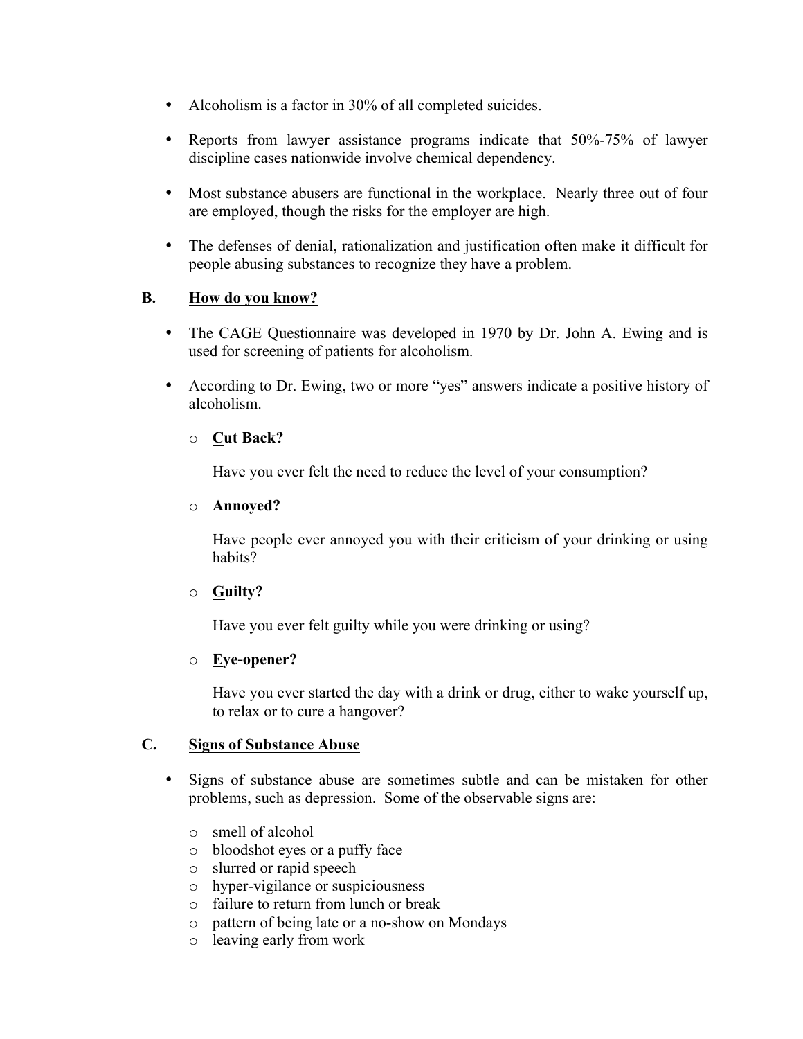- Alcoholism is a factor in 30% of all completed suicides.

- Reports from lawyer assistance programs indicate that 50%-75% of lawyer discipline cases nationwide involve chemical dependency.

- Most substance abusers are functional in the workplace. Nearly three out of four are employed, though the risks for the employer are high.

- The defenses of denial, rationalization and justification often make it difficult for people abusing substances to recognize they have a problem.

## B. <u>How do you know?</u>

- The CAGE Questionnaire was developed in 1970 by Dr. John A. Ewing and is used for screening of patients for alcoholism.

- According to Dr. Ewing, two or more "yes" answers indicate a positive history of alcoholism.

  - **<u>C</u>ut Back?**

    Have you ever felt the need to reduce the level of your consumption?

  - **<u>A</u>nnoyed?**

    Have people ever annoyed you with their criticism of your drinking or using habits?

  - **<u>G</u>uilty?**

    Have you ever felt guilty while you were drinking or using?

  - **<u>E</u>ye-opener?**

    Have you ever started the day with a drink or drug, either to wake yourself up, to relax or to cure a hangover?

## C. <u>Signs of Substance Abuse</u>

- Signs of substance abuse are sometimes subtle and can be mistaken for other problems, such as depression. Some of the observable signs are:

  - smell of alcohol
  - bloodshot eyes or a puffy face
  - slurred or rapid speech
  - hyper-vigilance or suspiciousness
  - failure to return from lunch or break
  - pattern of being late or a no-show on Mondays
  - leaving early from work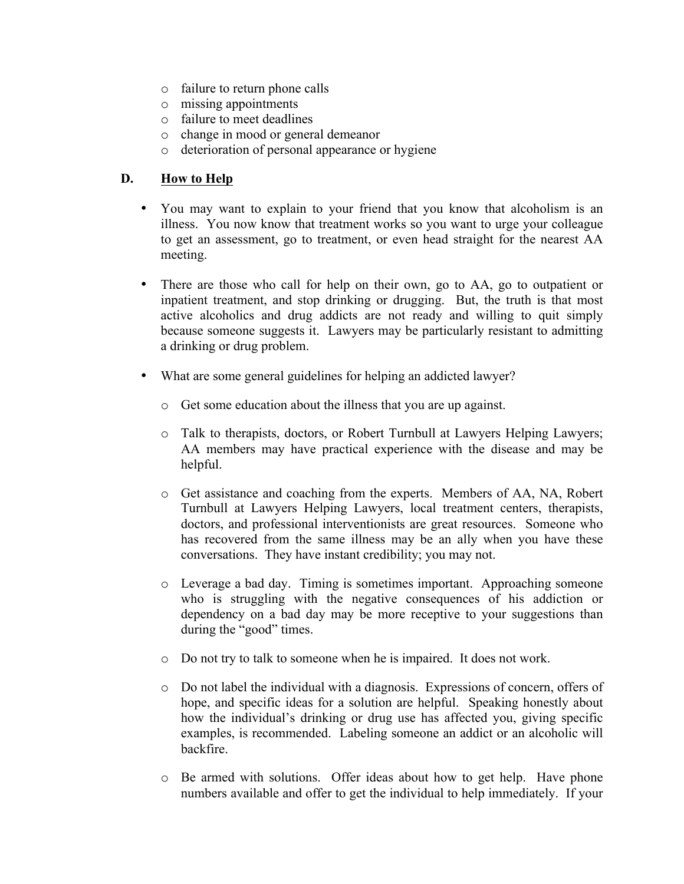- failure to return phone calls
- missing appointments
- failure to meet deadlines
- change in mood or general demeanor
- deterioration of personal appearance or hygiene

### D. <u>How to Help</u>

- You may want to explain to your friend that you know that alcoholism is an illness. You now know that treatment works so you want to urge your colleague to get an assessment, go to treatment, or even head straight for the nearest AA meeting.

- There are those who call for help on their own, go to AA, go to outpatient or inpatient treatment, and stop drinking or drugging. But, the truth is that most active alcoholics and drug addicts are not ready and willing to quit simply because someone suggests it. Lawyers may be particularly resistant to admitting a drinking or drug problem.

- What are some general guidelines for helping an addicted lawyer?

  - Get some education about the illness that you are up against.

  - Talk to therapists, doctors, or Robert Turnbull at Lawyers Helping Lawyers; AA members may have practical experience with the disease and may be helpful.

  - Get assistance and coaching from the experts. Members of AA, NA, Robert Turnbull at Lawyers Helping Lawyers, local treatment centers, therapists, doctors, and professional interventionists are great resources. Someone who has recovered from the same illness may be an ally when you have these conversations. They have instant credibility; you may not.

  - Leverage a bad day. Timing is sometimes important. Approaching someone who is struggling with the negative consequences of his addiction or dependency on a bad day may be more receptive to your suggestions than during the "good" times.

  - Do not try to talk to someone when he is impaired. It does not work.

  - Do not label the individual with a diagnosis. Expressions of concern, offers of hope, and specific ideas for a solution are helpful. Speaking honestly about how the individual's drinking or drug use has affected you, giving specific examples, is recommended. Labeling someone an addict or an alcoholic will backfire.

  - Be armed with solutions. Offer ideas about how to get help. Have phone numbers available and offer to get the individual to help immediately. If your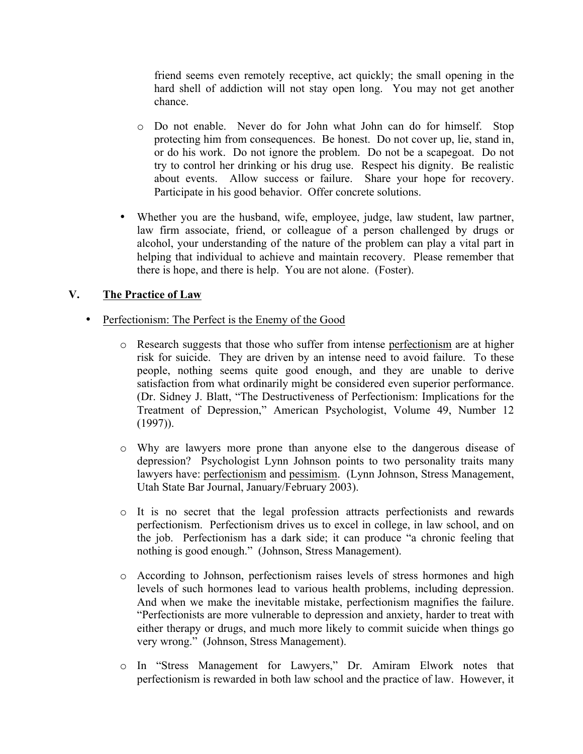friend seems even remotely receptive, act quickly; the small opening in the hard shell of addiction will not stay open long. You may not get another chance.

- Do not enable. Never do for John what John can do for himself. Stop protecting him from consequences. Be honest. Do not cover up, lie, stand in, or do his work. Do not ignore the problem. Do not be a scapegoat. Do not try to control her drinking or his drug use. Respect his dignity. Be realistic about events. Allow success or failure. Share your hope for recovery. Participate in his good behavior. Offer concrete solutions.

- Whether you are the husband, wife, employee, judge, law student, law partner, law firm associate, friend, or colleague of a person challenged by drugs or alcohol, your understanding of the nature of the problem can play a vital part in helping that individual to achieve and maintain recovery. Please remember that there is hope, and there is help. You are not alone. (Foster).

## V. The Practice of Law

- Perfectionism: The Perfect is the Enemy of the Good

  - Research suggests that those who suffer from intense perfectionism are at higher risk for suicide. They are driven by an intense need to avoid failure. To these people, nothing seems quite good enough, and they are unable to derive satisfaction from what ordinarily might be considered even superior performance. (Dr. Sidney J. Blatt, "The Destructiveness of Perfectionism: Implications for the Treatment of Depression," American Psychologist, Volume 49, Number 12 (1997)).

  - Why are lawyers more prone than anyone else to the dangerous disease of depression? Psychologist Lynn Johnson points to two personality traits many lawyers have: perfectionism and pessimism. (Lynn Johnson, Stress Management, Utah State Bar Journal, January/February 2003).

  - It is no secret that the legal profession attracts perfectionists and rewards perfectionism. Perfectionism drives us to excel in college, in law school, and on the job. Perfectionism has a dark side; it can produce "a chronic feeling that nothing is good enough." (Johnson, Stress Management).

  - According to Johnson, perfectionism raises levels of stress hormones and high levels of such hormones lead to various health problems, including depression. And when we make the inevitable mistake, perfectionism magnifies the failure. "Perfectionists are more vulnerable to depression and anxiety, harder to treat with either therapy or drugs, and much more likely to commit suicide when things go very wrong." (Johnson, Stress Management).

  - In "Stress Management for Lawyers," Dr. Amiram Elwork notes that perfectionism is rewarded in both law school and the practice of law. However, it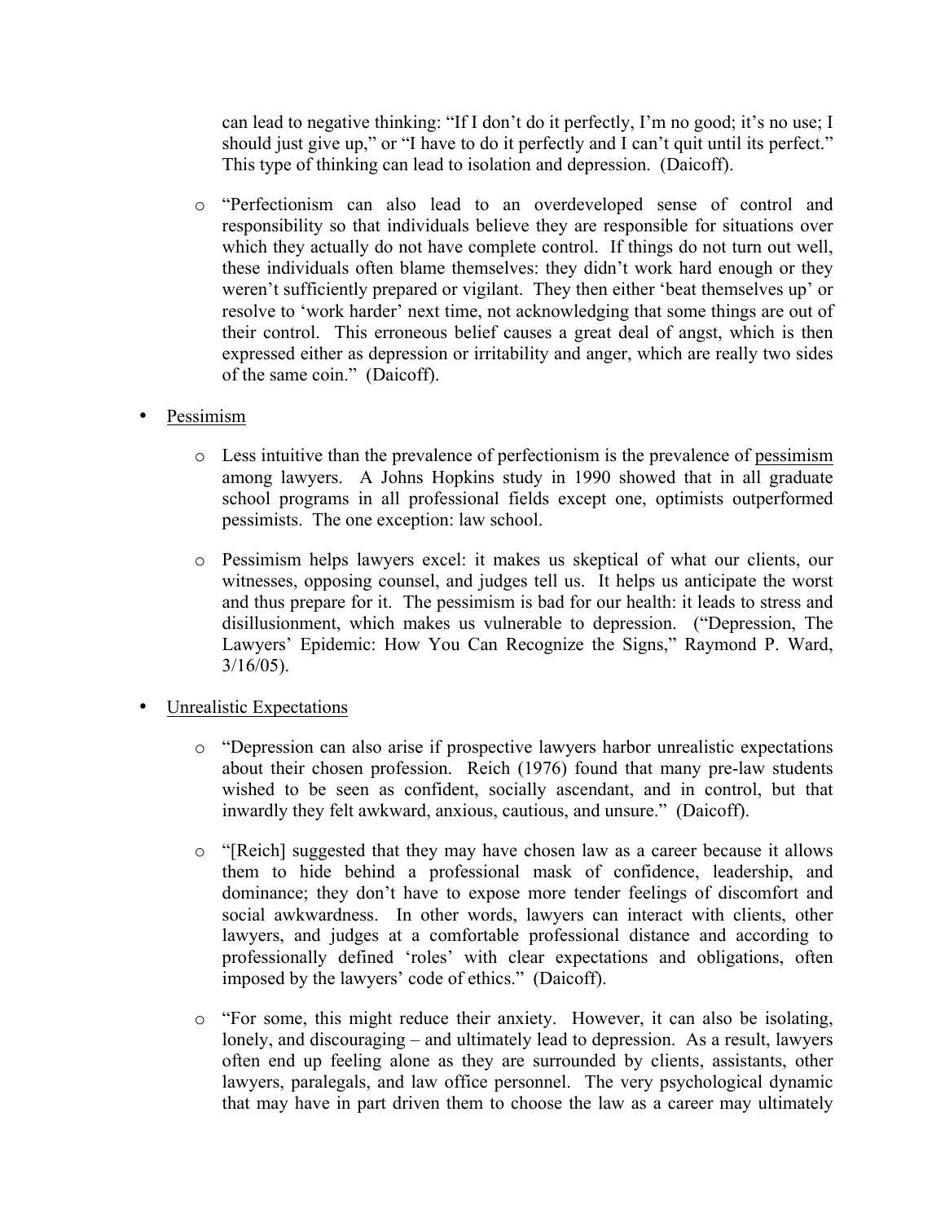can lead to negative thinking: "If I don't do it perfectly, I'm no good; it's no use; I should just give up," or "I have to do it perfectly and I can't quit until its perfect." This type of thinking can lead to isolation and depression. (Daicoff).

  - "Perfectionism can also lead to an overdeveloped sense of control and responsibility so that individuals believe they are responsible for situations over which they actually do not have complete control. If things do not turn out well, these individuals often blame themselves: they didn't work hard enough or they weren't sufficiently prepared or vigilant. They then either 'beat themselves up' or resolve to 'work harder' next time, not acknowledging that some things are out of their control. This erroneous belief causes a great deal of angst, which is then expressed either as depression or irritability and anger, which are really two sides of the same coin." (Daicoff).

- <u>Pessimism</u>

  - Less intuitive than the prevalence of perfectionism is the prevalence of <u>pessimism</u> among lawyers. A Johns Hopkins study in 1990 showed that in all graduate school programs in all professional fields except one, optimists outperformed pessimists. The one exception: law school.

  - Pessimism helps lawyers excel: it makes us skeptical of what our clients, our witnesses, opposing counsel, and judges tell us. It helps us anticipate the worst and thus prepare for it. The pessimism is bad for our health: it leads to stress and disillusionment, which makes us vulnerable to depression. ("Depression, The Lawyers' Epidemic: How You Can Recognize the Signs," Raymond P. Ward, 3/16/05).

- <u>Unrealistic Expectations</u>

  - "Depression can also arise if prospective lawyers harbor unrealistic expectations about their chosen profession. Reich (1976) found that many pre-law students wished to be seen as confident, socially ascendant, and in control, but that inwardly they felt awkward, anxious, cautious, and unsure." (Daicoff).

  - "[Reich] suggested that they may have chosen law as a career because it allows them to hide behind a professional mask of confidence, leadership, and dominance; they don't have to expose more tender feelings of discomfort and social awkwardness. In other words, lawyers can interact with clients, other lawyers, and judges at a comfortable professional distance and according to professionally defined 'roles' with clear expectations and obligations, often imposed by the lawyers' code of ethics." (Daicoff).

  - "For some, this might reduce their anxiety. However, it can also be isolating, lonely, and discouraging – and ultimately lead to depression. As a result, lawyers often end up feeling alone as they are surrounded by clients, assistants, other lawyers, paralegals, and law office personnel. The very psychological dynamic that may have in part driven them to choose the law as a career may ultimately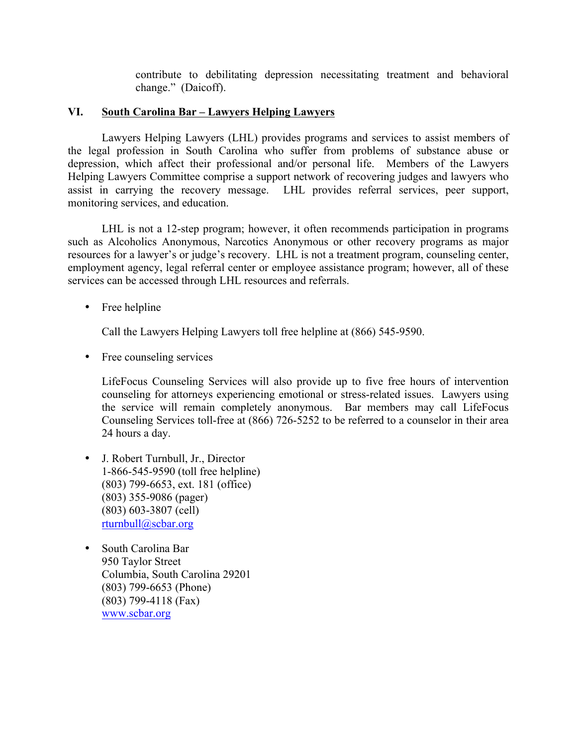contribute to debilitating depression necessitating treatment and behavioral change." (Daicoff).

## VI. <u>South Carolina Bar – Lawyers Helping Lawyers</u>

Lawyers Helping Lawyers (LHL) provides programs and services to assist members of the legal profession in South Carolina who suffer from problems of substance abuse or depression, which affect their professional and/or personal life. Members of the Lawyers Helping Lawyers Committee comprise a support network of recovering judges and lawyers who assist in carrying the recovery message. LHL provides referral services, peer support, monitoring services, and education.

LHL is not a 12-step program; however, it often recommends participation in programs such as Alcoholics Anonymous, Narcotics Anonymous or other recovery programs as major resources for a lawyer's or judge's recovery. LHL is not a treatment program, counseling center, employment agency, legal referral center or employee assistance program; however, all of these services can be accessed through LHL resources and referrals.

- Free helpline

  Call the Lawyers Helping Lawyers toll free helpline at (866) 545-9590.

- Free counseling services

  LifeFocus Counseling Services will also provide up to five free hours of intervention counseling for attorneys experiencing emotional or stress-related issues. Lawyers using the service will remain completely anonymous. Bar members may call LifeFocus Counseling Services toll-free at (866) 726-5252 to be referred to a counselor in their area 24 hours a day.

- J. Robert Turnbull, Jr., Director
  1-866-545-9590 (toll free helpline)
  (803) 799-6653, ext. 181 (office)
  (803) 355-9086 (pager)
  (803) 603-3807 (cell)
  rturnbull@scbar.org

- South Carolina Bar
  950 Taylor Street
  Columbia, South Carolina 29201
  (803) 799-6653 (Phone)
  (803) 799-4118 (Fax)
  www.scbar.org